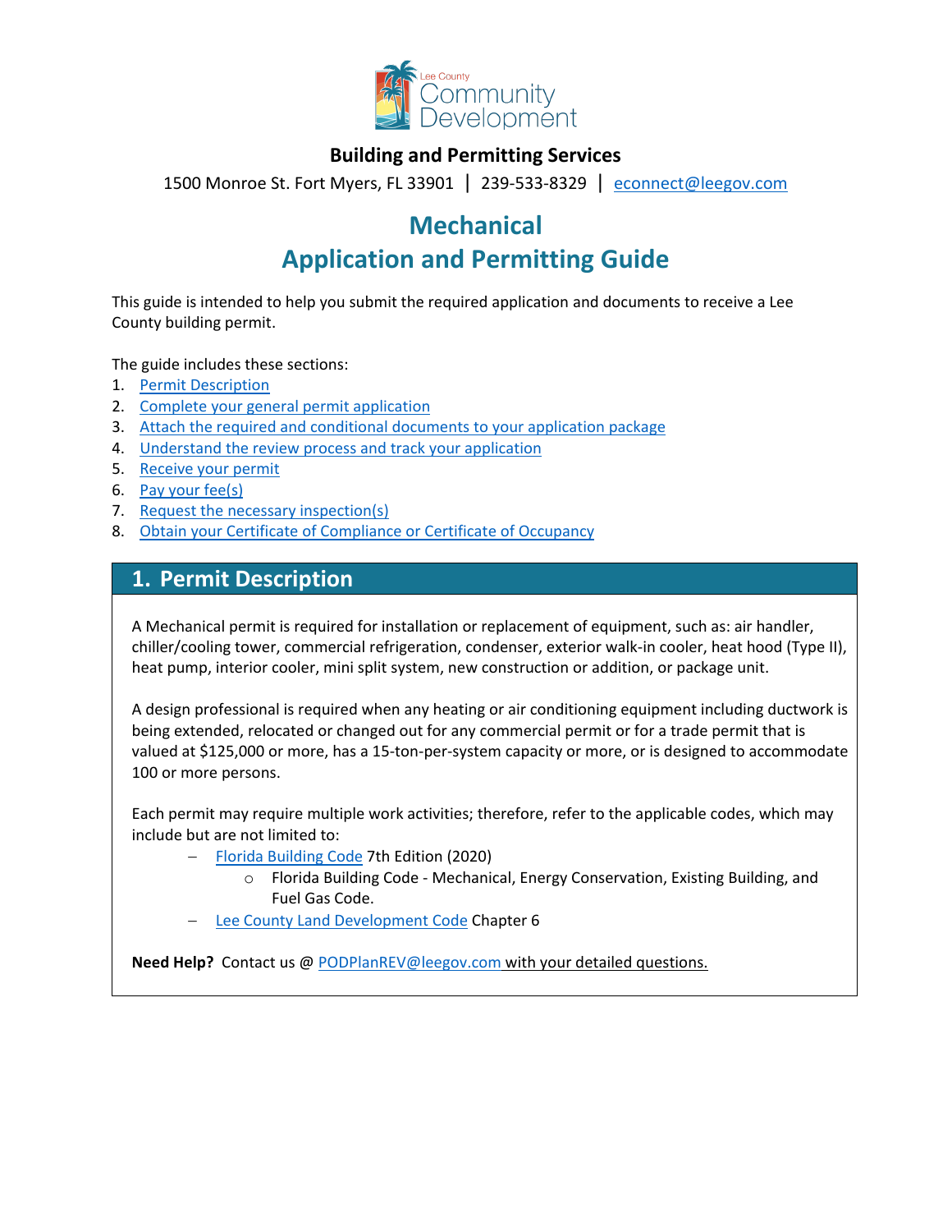Lee County Community Development

**Building and Permitting Services**

1500 Monroe St. Fort Myers, FL 33901 | 239-533-8329 | econnect@leegov.com

# Mechanical
# Application and Permitting Guide

This guide is intended to help you submit the required application and documents to receive a Lee County building permit.

The guide includes these sections:

1. Permit Description
2. Complete your general permit application
3. Attach the required and conditional documents to your application package
4. Understand the review process and track your application
5. Receive your permit
6. Pay your fee(s)
7. Request the necessary inspection(s)
8. Obtain your Certificate of Compliance or Certificate of Occupancy

## 1. Permit Description

A Mechanical permit is required for installation or replacement of equipment, such as: air handler, chiller/cooling tower, commercial refrigeration, condenser, exterior walk-in cooler, heat hood (Type II), heat pump, interior cooler, mini split system, new construction or addition, or package unit.

A design professional is required when any heating or air conditioning equipment including ductwork is being extended, relocated or changed out for any commercial permit or for a trade permit that is valued at $125,000 or more, has a 15-ton-per-system capacity or more, or is designed to accommodate 100 or more persons.

Each permit may require multiple work activities; therefore, refer to the applicable codes, which may include but are not limited to:

- Florida Building Code 7th Edition (2020)
  - Florida Building Code - Mechanical, Energy Conservation, Existing Building, and Fuel Gas Code.
- Lee County Land Development Code Chapter 6

**Need Help?** Contact us @ PODPlanREV@leegov.com with your detailed questions.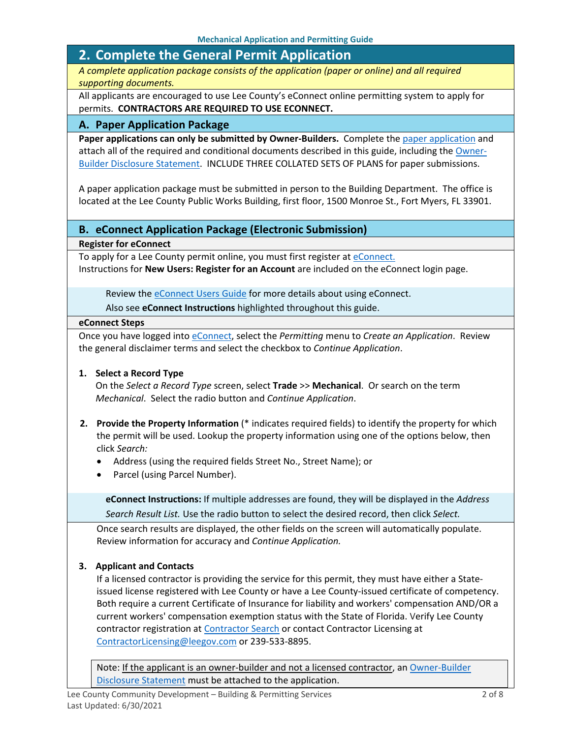## 2. Complete the General Permit Application

*A complete application package consists of the application (paper or online) and all required supporting documents.*

All applicants are encouraged to use Lee County's eConnect online permitting system to apply for permits. **CONTRACTORS ARE REQUIRED TO USE ECONNECT.**

### A. Paper Application Package

**Paper applications can only be submitted by Owner-Builders.** Complete the paper application and attach all of the required and conditional documents described in this guide, including the Owner-Builder Disclosure Statement. INCLUDE THREE COLLATED SETS OF PLANS for paper submissions.

A paper application package must be submitted in person to the Building Department. The office is located at the Lee County Public Works Building, first floor, 1500 Monroe St., Fort Myers, FL 33901.

### B. eConnect Application Package (Electronic Submission)

**Register for eConnect**

To apply for a Lee County permit online, you must first register at eConnect.
Instructions for **New Users: Register for an Account** are included on the eConnect login page.

> Review the eConnect Users Guide for more details about using eConnect.
> Also see **eConnect Instructions** highlighted throughout this guide.

**eConnect Steps**

Once you have logged into eConnect, select the *Permitting* menu to *Create an Application*. Review the general disclaimer terms and select the checkbox to *Continue Application*.

1. **Select a Record Type**
   On the *Select a Record Type* screen, select **Trade** >> **Mechanical**. Or search on the term *Mechanical*. Select the radio button and *Continue Application*.

2. **Provide the Property Information** (* indicates required fields) to identify the property for which the permit will be used. Lookup the property information using one of the options below, then click *Search:*
   - Address (using the required fields Street No., Street Name); or
   - Parcel (using Parcel Number).

   > **eConnect Instructions:** If multiple addresses are found, they will be displayed in the *Address Search Result List.* Use the radio button to select the desired record, then click *Select.*

   Once search results are displayed, the other fields on the screen will automatically populate. Review information for accuracy and *Continue Application.*

3. **Applicant and Contacts**
   If a licensed contractor is providing the service for this permit, they must have either a State-issued license registered with Lee County or have a Lee County-issued certificate of competency. Both require a current Certificate of Insurance for liability and workers' compensation AND/OR a current workers' compensation exemption status with the State of Florida. Verify Lee County contractor registration at Contractor Search or contact Contractor Licensing at ContractorLicensing@leegov.com or 239-533-8895.

   > Note: If the applicant is an owner-builder and not a licensed contractor, an Owner-Builder Disclosure Statement must be attached to the application.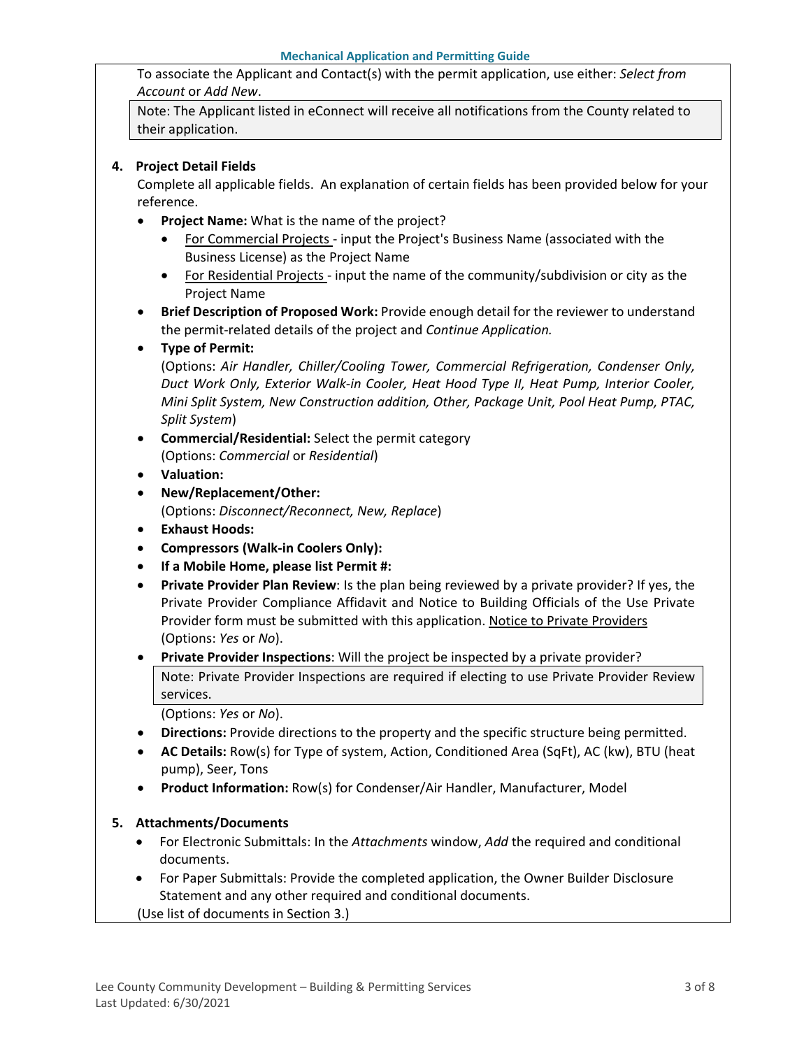To associate the Applicant and Contact(s) with the permit application, use either: *Select from Account* or *Add New*.

> Note: The Applicant listed in eConnect will receive all notifications from the County related to their application.

**4. Project Detail Fields**

Complete all applicable fields. An explanation of certain fields has been provided below for your reference.

- **Project Name:** What is the name of the project?
  - For Commercial Projects - input the Project's Business Name (associated with the Business License) as the Project Name
  - For Residential Projects - input the name of the community/subdivision or city as the Project Name
- **Brief Description of Proposed Work:** Provide enough detail for the reviewer to understand the permit-related details of the project and *Continue Application.*
- **Type of Permit:**
  (Options: *Air Handler, Chiller/Cooling Tower, Commercial Refrigeration, Condenser Only, Duct Work Only, Exterior Walk-in Cooler, Heat Hood Type II, Heat Pump, Interior Cooler, Mini Split System, New Construction addition, Other, Package Unit, Pool Heat Pump, PTAC, Split System*)
- **Commercial/Residential:** Select the permit category
  (Options: *Commercial* or *Residential*)
- **Valuation:**
- **New/Replacement/Other:**
  (Options: *Disconnect/Reconnect, New, Replace*)
- **Exhaust Hoods:**
- **Compressors (Walk-in Coolers Only):**
- **If a Mobile Home, please list Permit #:**
- **Private Provider Plan Review**: Is the plan being reviewed by a private provider? If yes, the Private Provider Compliance Affidavit and Notice to Building Officials of the Use Private Provider form must be submitted with this application. Notice to Private Providers (Options: *Yes* or *No*).
- **Private Provider Inspections**: Will the project be inspected by a private provider?

  > Note: Private Provider Inspections are required if electing to use Private Provider Review services.

  (Options: *Yes* or *No*).
- **Directions:** Provide directions to the property and the specific structure being permitted.
- **AC Details:** Row(s) for Type of system, Action, Conditioned Area (SqFt), AC (kw), BTU (heat pump), Seer, Tons
- **Product Information:** Row(s) for Condenser/Air Handler, Manufacturer, Model

**5. Attachments/Documents**

- For Electronic Submittals: In the *Attachments* window, *Add* the required and conditional documents.
- For Paper Submittals: Provide the completed application, the Owner Builder Disclosure Statement and any other required and conditional documents.

(Use list of documents in Section 3.)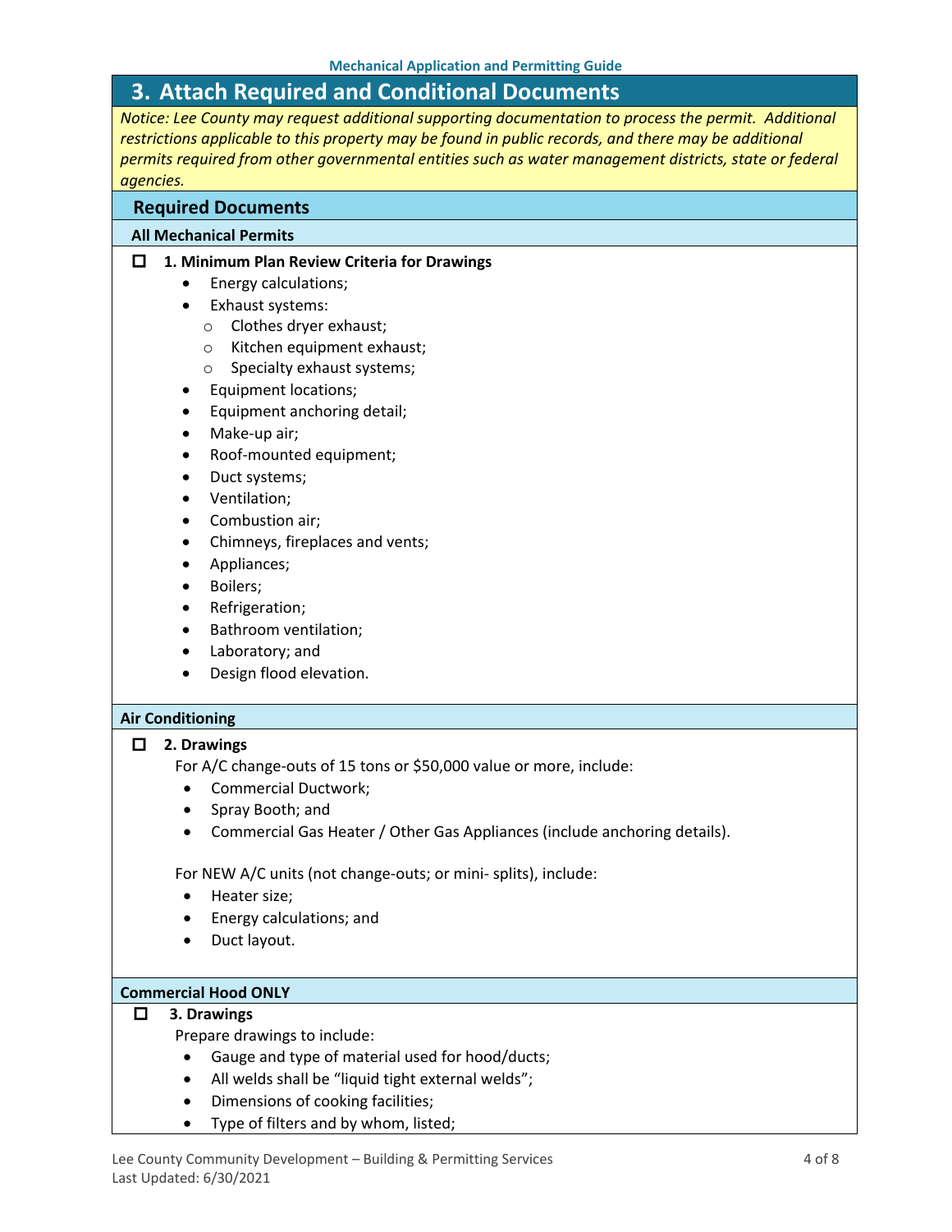## 3. Attach Required and Conditional Documents

*Notice: Lee County may request additional supporting documentation to process the permit. Additional restrictions applicable to this property may be found in public records, and there may be additional permits required from other governmental entities such as water management districts, state or federal agencies.*

### Required Documents

#### All Mechanical Permits

☐ **1. Minimum Plan Review Criteria for Drawings**

- Energy calculations;
- Exhaust systems:
  - Clothes dryer exhaust;
  - Kitchen equipment exhaust;
  - Specialty exhaust systems;
- Equipment locations;
- Equipment anchoring detail;
- Make-up air;
- Roof-mounted equipment;
- Duct systems;
- Ventilation;
- Combustion air;
- Chimneys, fireplaces and vents;
- Appliances;
- Boilers;
- Refrigeration;
- Bathroom ventilation;
- Laboratory; and
- Design flood elevation.

#### Air Conditioning

☐ **2. Drawings**

For A/C change-outs of 15 tons or $50,000 value or more, include:

- Commercial Ductwork;
- Spray Booth; and
- Commercial Gas Heater / Other Gas Appliances (include anchoring details).

For NEW A/C units (not change-outs; or mini- splits), include:

- Heater size;
- Energy calculations; and
- Duct layout.

#### Commercial Hood ONLY

☐ **3. Drawings**

Prepare drawings to include:

- Gauge and type of material used for hood/ducts;
- All welds shall be "liquid tight external welds";
- Dimensions of cooking facilities;
- Type of filters and by whom, listed;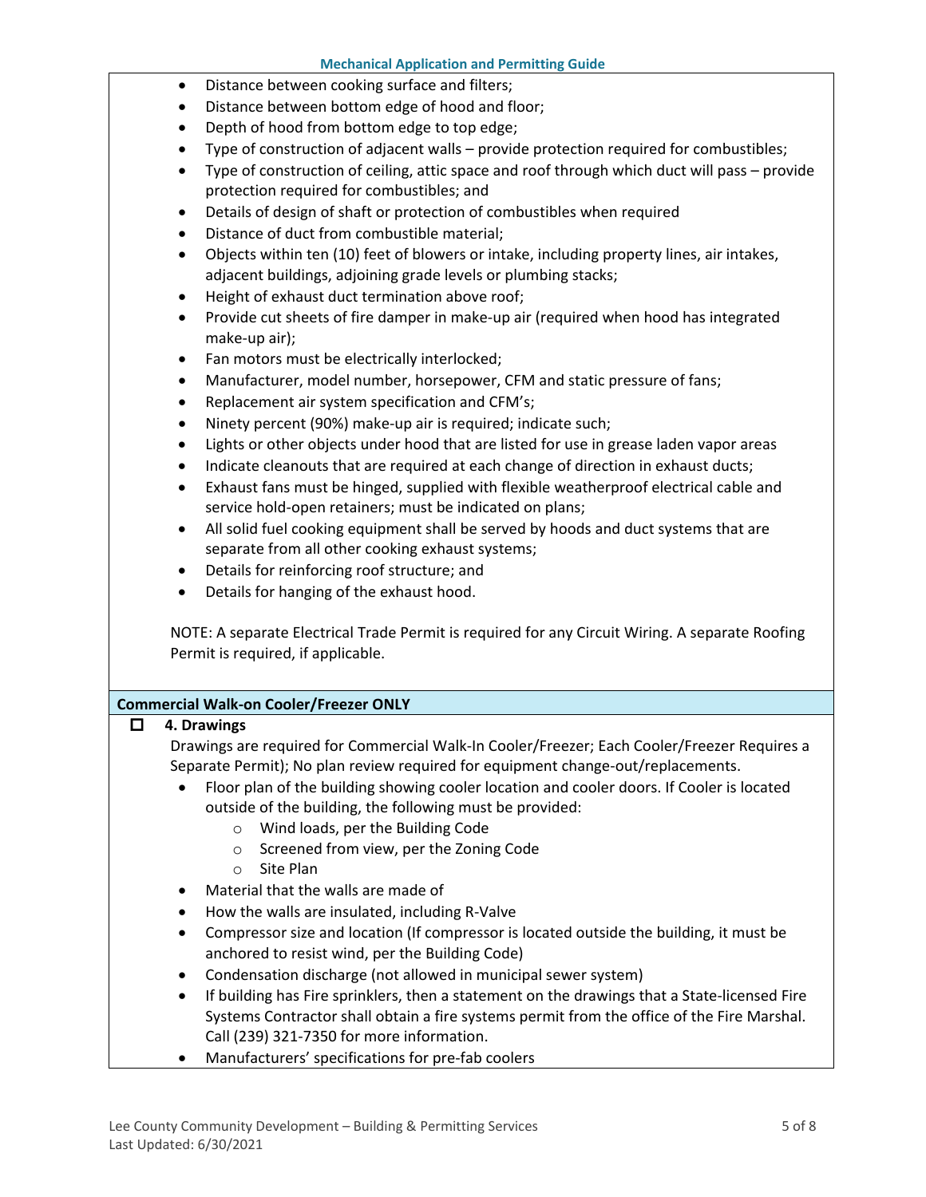- Distance between cooking surface and filters;
- Distance between bottom edge of hood and floor;
- Depth of hood from bottom edge to top edge;
- Type of construction of adjacent walls – provide protection required for combustibles;
- Type of construction of ceiling, attic space and roof through which duct will pass – provide protection required for combustibles; and
- Details of design of shaft or protection of combustibles when required
- Distance of duct from combustible material;
- Objects within ten (10) feet of blowers or intake, including property lines, air intakes, adjacent buildings, adjoining grade levels or plumbing stacks;
- Height of exhaust duct termination above roof;
- Provide cut sheets of fire damper in make-up air (required when hood has integrated make-up air);
- Fan motors must be electrically interlocked;
- Manufacturer, model number, horsepower, CFM and static pressure of fans;
- Replacement air system specification and CFM's;
- Ninety percent (90%) make-up air is required; indicate such;
- Lights or other objects under hood that are listed for use in grease laden vapor areas
- Indicate cleanouts that are required at each change of direction in exhaust ducts;
- Exhaust fans must be hinged, supplied with flexible weatherproof electrical cable and service hold-open retainers; must be indicated on plans;
- All solid fuel cooking equipment shall be served by hoods and duct systems that are separate from all other cooking exhaust systems;
- Details for reinforcing roof structure; and
- Details for hanging of the exhaust hood.

NOTE: A separate Electrical Trade Permit is required for any Circuit Wiring. A separate Roofing Permit is required, if applicable.

**Commercial Walk-on Cooler/Freezer ONLY**

☐ **4. Drawings**

Drawings are required for Commercial Walk-In Cooler/Freezer; Each Cooler/Freezer Requires a Separate Permit); No plan review required for equipment change-out/replacements.

- Floor plan of the building showing cooler location and cooler doors. If Cooler is located outside of the building, the following must be provided:
  - Wind loads, per the Building Code
  - Screened from view, per the Zoning Code
  - Site Plan
- Material that the walls are made of
- How the walls are insulated, including R-Valve
- Compressor size and location (If compressor is located outside the building, it must be anchored to resist wind, per the Building Code)
- Condensation discharge (not allowed in municipal sewer system)
- If building has Fire sprinklers, then a statement on the drawings that a State-licensed Fire Systems Contractor shall obtain a fire systems permit from the office of the Fire Marshal. Call (239) 321-7350 for more information.
- Manufacturers' specifications for pre-fab coolers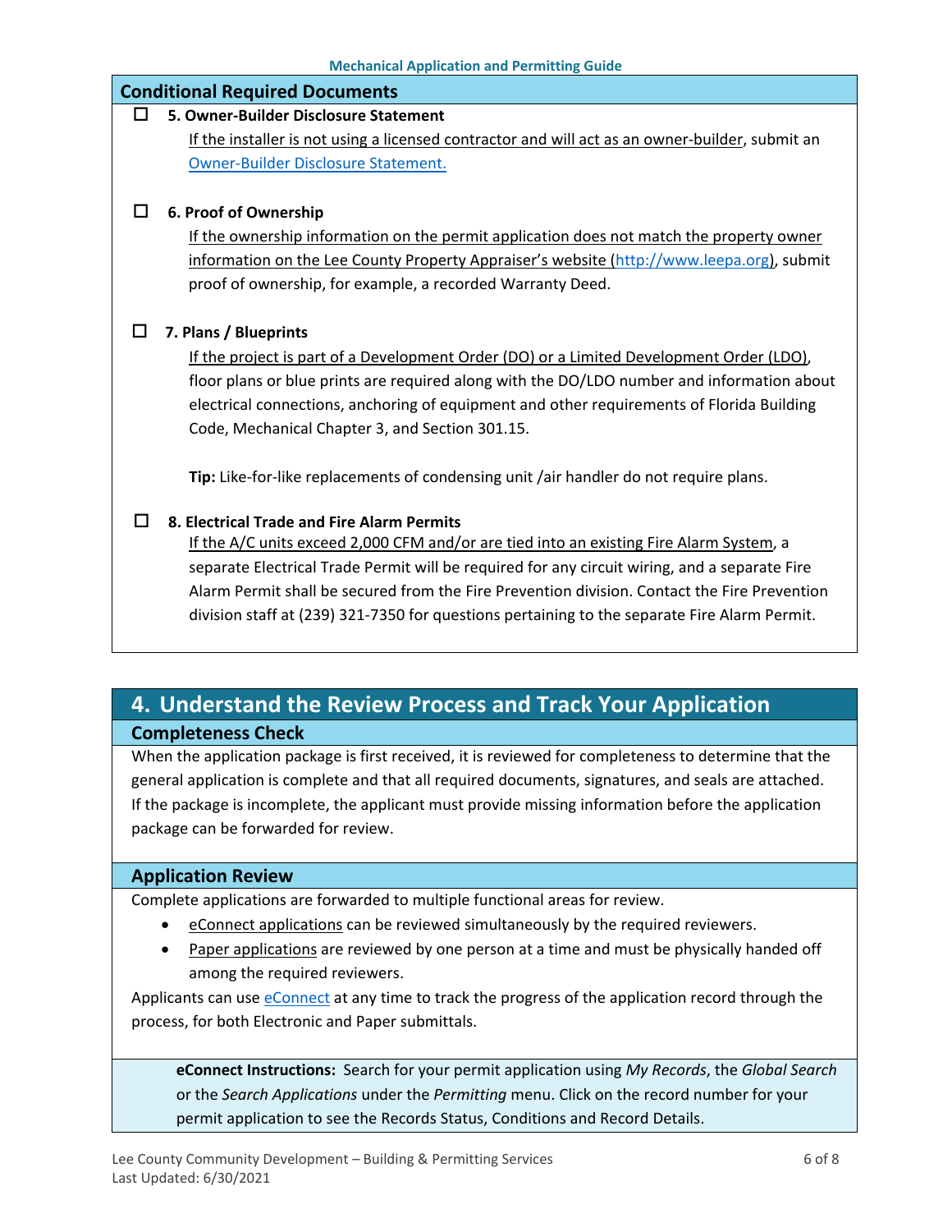## Conditional Required Documents

☐ **5. Owner-Builder Disclosure Statement**

If the installer is not using a licensed contractor and will act as an owner-builder, submit an Owner-Builder Disclosure Statement.

☐ **6. Proof of Ownership**

If the ownership information on the permit application does not match the property owner information on the Lee County Property Appraiser's website (http://www.leepa.org), submit proof of ownership, for example, a recorded Warranty Deed.

☐ **7. Plans / Blueprints**

If the project is part of a Development Order (DO) or a Limited Development Order (LDO), floor plans or blue prints are required along with the DO/LDO number and information about electrical connections, anchoring of equipment and other requirements of Florida Building Code, Mechanical Chapter 3, and Section 301.15.

**Tip:** Like-for-like replacements of condensing unit /air handler do not require plans.

☐ **8. Electrical Trade and Fire Alarm Permits**

If the A/C units exceed 2,000 CFM and/or are tied into an existing Fire Alarm System, a separate Electrical Trade Permit will be required for any circuit wiring, and a separate Fire Alarm Permit shall be secured from the Fire Prevention division. Contact the Fire Prevention division staff at (239) 321-7350 for questions pertaining to the separate Fire Alarm Permit.

# 4. Understand the Review Process and Track Your Application

## Completeness Check

When the application package is first received, it is reviewed for completeness to determine that the general application is complete and that all required documents, signatures, and seals are attached. If the package is incomplete, the applicant must provide missing information before the application package can be forwarded for review.

## Application Review

Complete applications are forwarded to multiple functional areas for review.

- eConnect applications can be reviewed simultaneously by the required reviewers.
- Paper applications are reviewed by one person at a time and must be physically handed off among the required reviewers.

Applicants can use eConnect at any time to track the progress of the application record through the process, for both Electronic and Paper submittals.

**eConnect Instructions:** Search for your permit application using *My Records*, the *Global Search* or the *Search Applications* under the *Permitting* menu. Click on the record number for your permit application to see the Records Status, Conditions and Record Details.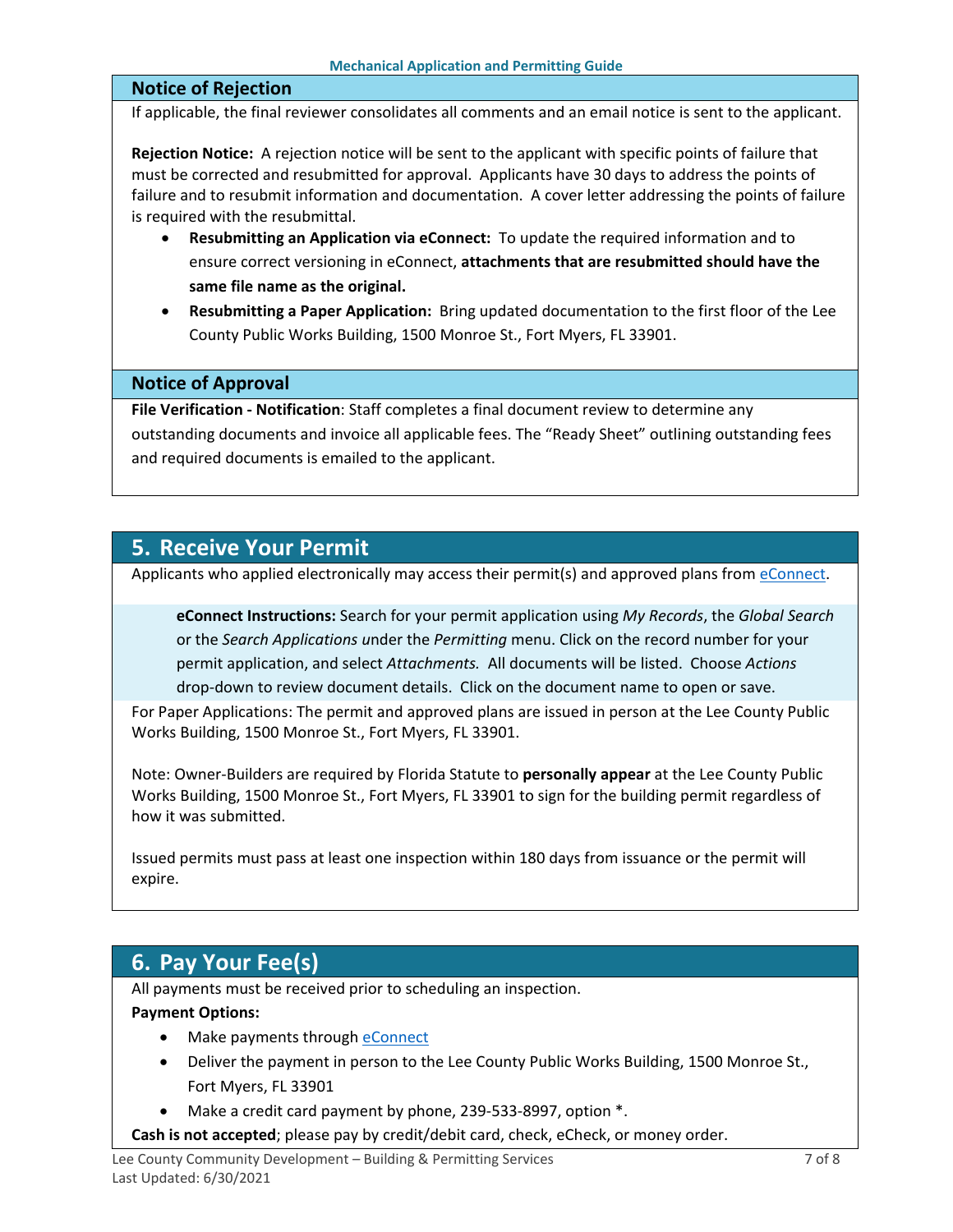### Notice of Rejection

If applicable, the final reviewer consolidates all comments and an email notice is sent to the applicant.

**Rejection Notice:** A rejection notice will be sent to the applicant with specific points of failure that must be corrected and resubmitted for approval. Applicants have 30 days to address the points of failure and to resubmit information and documentation. A cover letter addressing the points of failure is required with the resubmittal.

- **Resubmitting an Application via eConnect:** To update the required information and to ensure correct versioning in eConnect, **attachments that are resubmitted should have the same file name as the original.**
- **Resubmitting a Paper Application:** Bring updated documentation to the first floor of the Lee County Public Works Building, 1500 Monroe St., Fort Myers, FL 33901.

### Notice of Approval

**File Verification - Notification**: Staff completes a final document review to determine any outstanding documents and invoice all applicable fees. The "Ready Sheet" outlining outstanding fees and required documents is emailed to the applicant.

## 5. Receive Your Permit

Applicants who applied electronically may access their permit(s) and approved plans from eConnect.

> **eConnect Instructions:** Search for your permit application using *My Records*, the *Global Search* or the *Search Applications* under the *Permitting* menu. Click on the record number for your permit application, and select *Attachments.* All documents will be listed. Choose *Actions* drop-down to review document details. Click on the document name to open or save.

For Paper Applications: The permit and approved plans are issued in person at the Lee County Public Works Building, 1500 Monroe St., Fort Myers, FL 33901.

Note: Owner-Builders are required by Florida Statute to **personally appear** at the Lee County Public Works Building, 1500 Monroe St., Fort Myers, FL 33901 to sign for the building permit regardless of how it was submitted.

Issued permits must pass at least one inspection within 180 days from issuance or the permit will expire.

## 6. Pay Your Fee(s)

All payments must be received prior to scheduling an inspection.

**Payment Options:**

- Make payments through eConnect
- Deliver the payment in person to the Lee County Public Works Building, 1500 Monroe St., Fort Myers, FL 33901
- Make a credit card payment by phone, 239-533-8997, option *.

**Cash is not accepted**; please pay by credit/debit card, check, eCheck, or money order.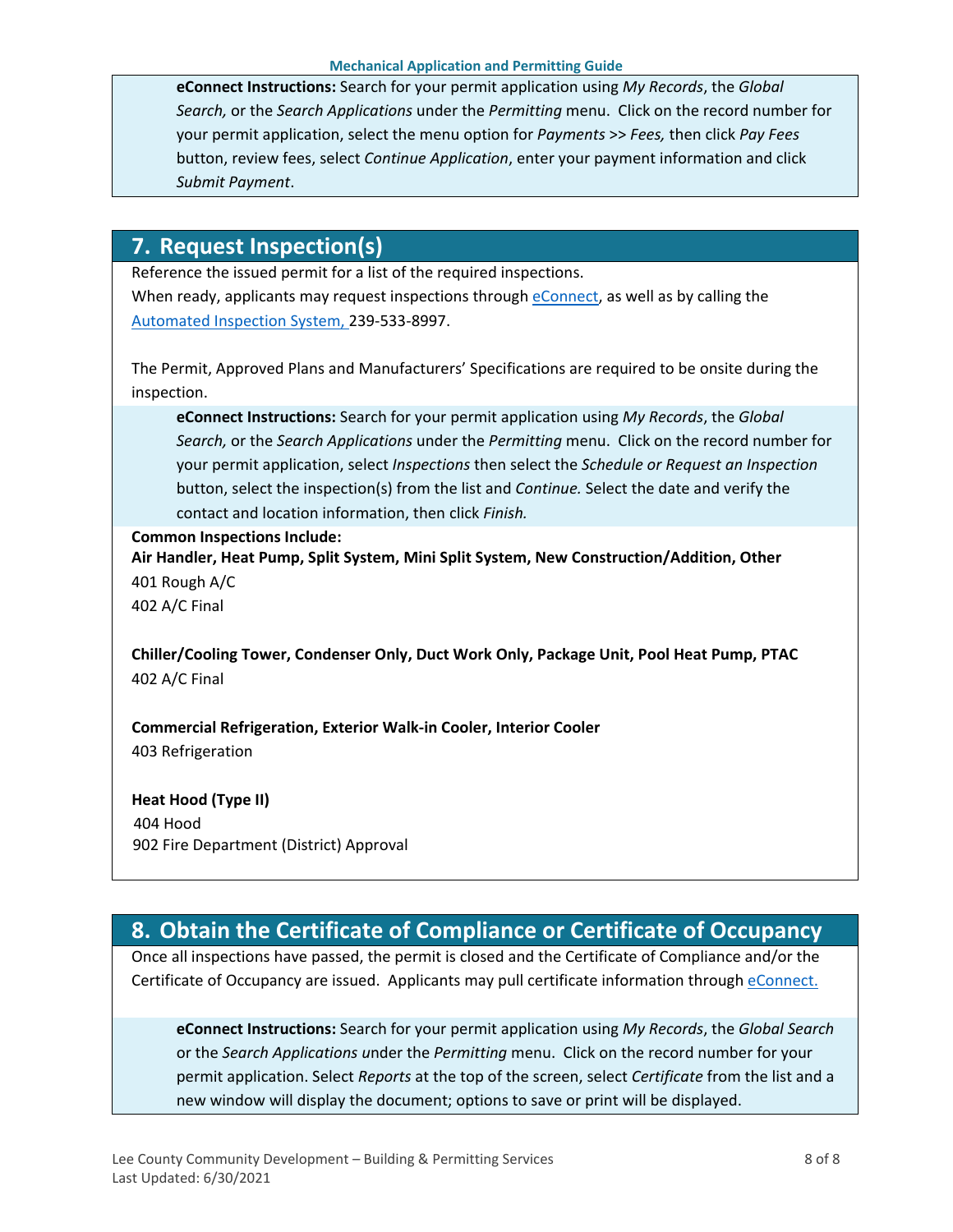**eConnect Instructions:** Search for your permit application using *My Records*, the *Global Search,* or the *Search Applications* under the *Permitting* menu. Click on the record number for your permit application, select the menu option for *Payments >> Fees,* then click *Pay Fees* button, review fees, select *Continue Application*, enter your payment information and click *Submit Payment*.

## 7. Request Inspection(s)

Reference the issued permit for a list of the required inspections.
When ready, applicants may request inspections through eConnect, as well as by calling the Automated Inspection System, 239-533-8997.

The Permit, Approved Plans and Manufacturers' Specifications are required to be onsite during the inspection.

**eConnect Instructions:** Search for your permit application using *My Records*, the *Global Search,* or the *Search Applications* under the *Permitting* menu. Click on the record number for your permit application, select *Inspections* then select the *Schedule or Request an Inspection* button, select the inspection(s) from the list and *Continue.* Select the date and verify the contact and location information, then click *Finish.*

**Common Inspections Include:**

**Air Handler, Heat Pump, Split System, Mini Split System, New Construction/Addition, Other**
401 Rough A/C
402 A/C Final

**Chiller/Cooling Tower, Condenser Only, Duct Work Only, Package Unit, Pool Heat Pump, PTAC**
402 A/C Final

**Commercial Refrigeration, Exterior Walk-in Cooler, Interior Cooler**
403 Refrigeration

**Heat Hood (Type II)**
404 Hood
902 Fire Department (District) Approval

## 8. Obtain the Certificate of Compliance or Certificate of Occupancy

Once all inspections have passed, the permit is closed and the Certificate of Compliance and/or the Certificate of Occupancy are issued. Applicants may pull certificate information through eConnect.

**eConnect Instructions:** Search for your permit application using *My Records*, the *Global Search* or the *Search Applications* under the *Permitting* menu. Click on the record number for your permit application. Select *Reports* at the top of the screen, select *Certificate* from the list and a new window will display the document; options to save or print will be displayed.